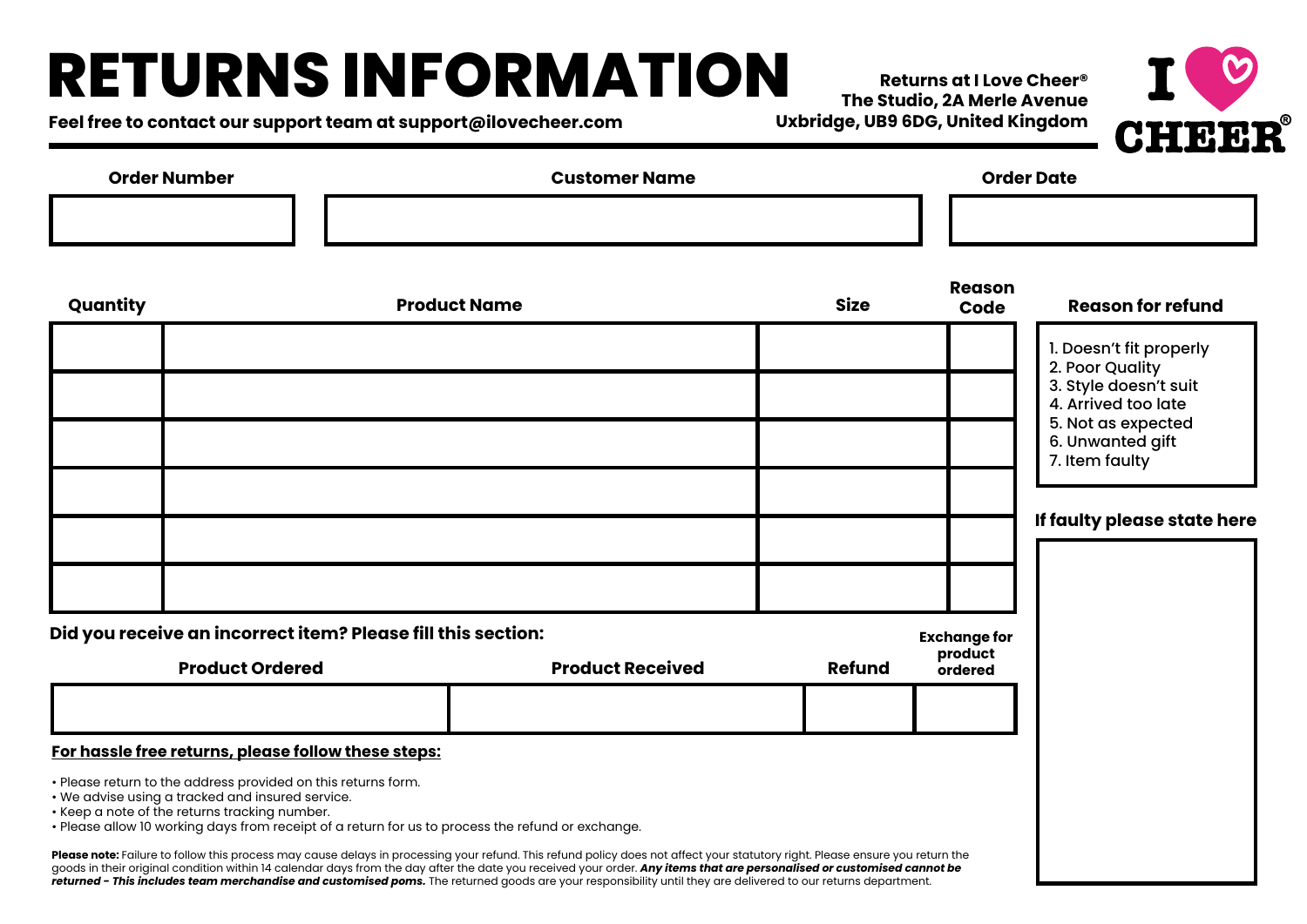# RETURNS INFORMATION

**Feel free to contact our support team at support@ilovecheer.com**

**Returns at I Love Cheer®**
**The Studio, 2A Merle Avenue**
**Uxbridge, UB9 6DG, United Kingdom**

I ♥ CHEER®

| Order Number | Customer Name | Order Date |
|---|---|---|
| | | |

| Quantity | Product Name | Size | Reason Code |
|---|---|---|---|
| | | | |
| | | | |
| | | | |
| | | | |
| | | | |
| | | | |

**Reason for refund**

1. Doesn't fit properly
2. Poor Quality
3. Style doesn't suit
4. Arrived too late
5. Not as expected
6. Unwanted gift
7. Item faulty

**If faulty please state here**

**Did you receive an incorrect item? Please fill this section:**

| Product Ordered | Product Received | Refund | Exchange for product ordered |
|---|---|---|---|
| | | | |

**<u>For hassle free returns, please follow these steps:</u>**

- Please return to the address provided on this returns form.
- We advise using a tracked and insured service.
- Keep a note of the returns tracking number.
- Please allow 10 working days from receipt of a return for us to process the refund or exchange.

**Please note:** Failure to follow this process may cause delays in processing your refund. This refund policy does not affect your statutory right. Please ensure you return the goods in their original condition within 14 calendar days from the day after the date you received your order. ***Any items that are personalised or customised cannot be returned - This includes team merchandise and customised poms.*** The returned goods are your responsibility until they are delivered to our returns department.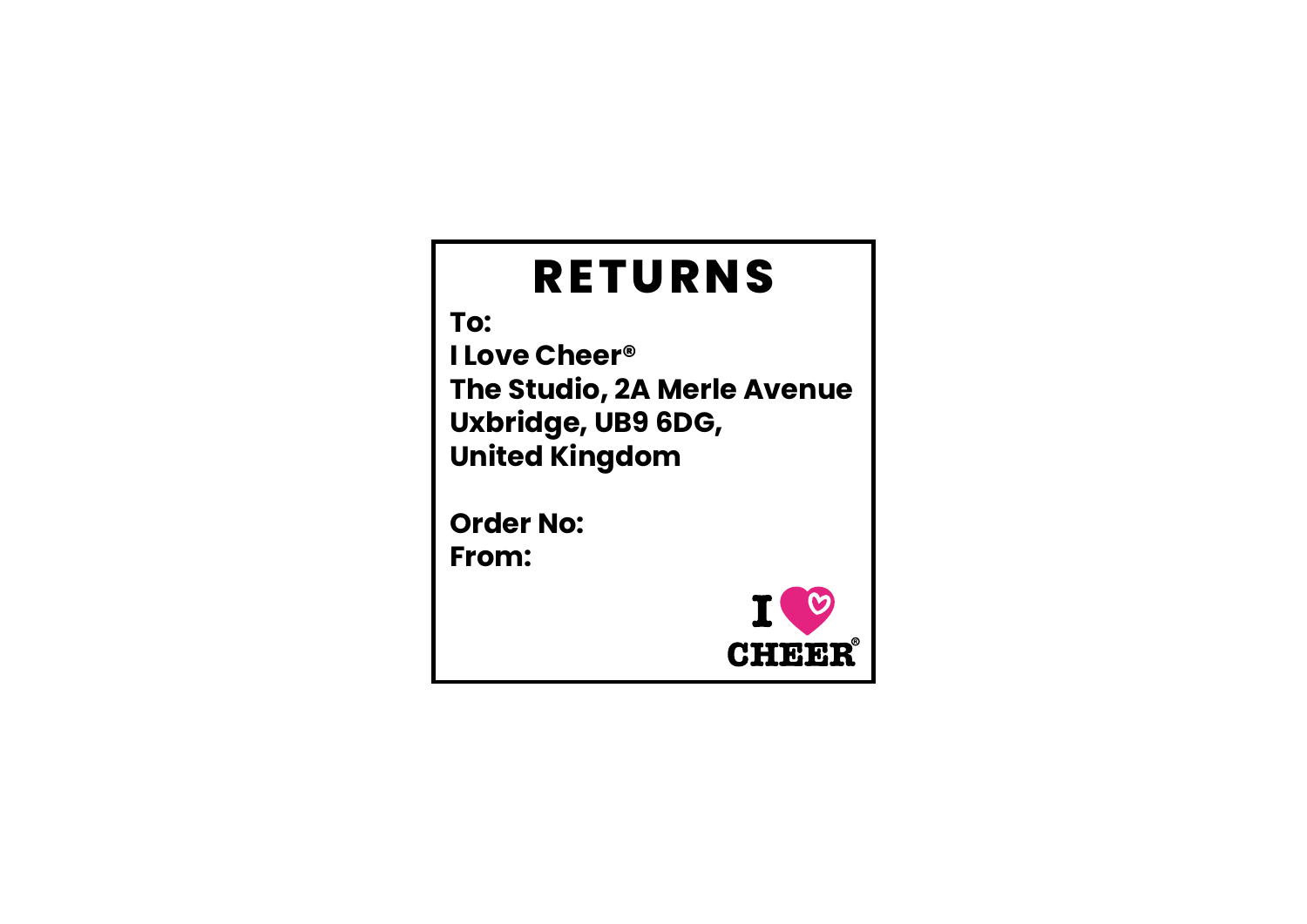# RETURNS

**To:**
**I Love Cheer®**
**The Studio, 2A Merle Avenue**
**Uxbridge, UB9 6DG,**
**United Kingdom**

**Order No:**
**From:**

I CHEER®